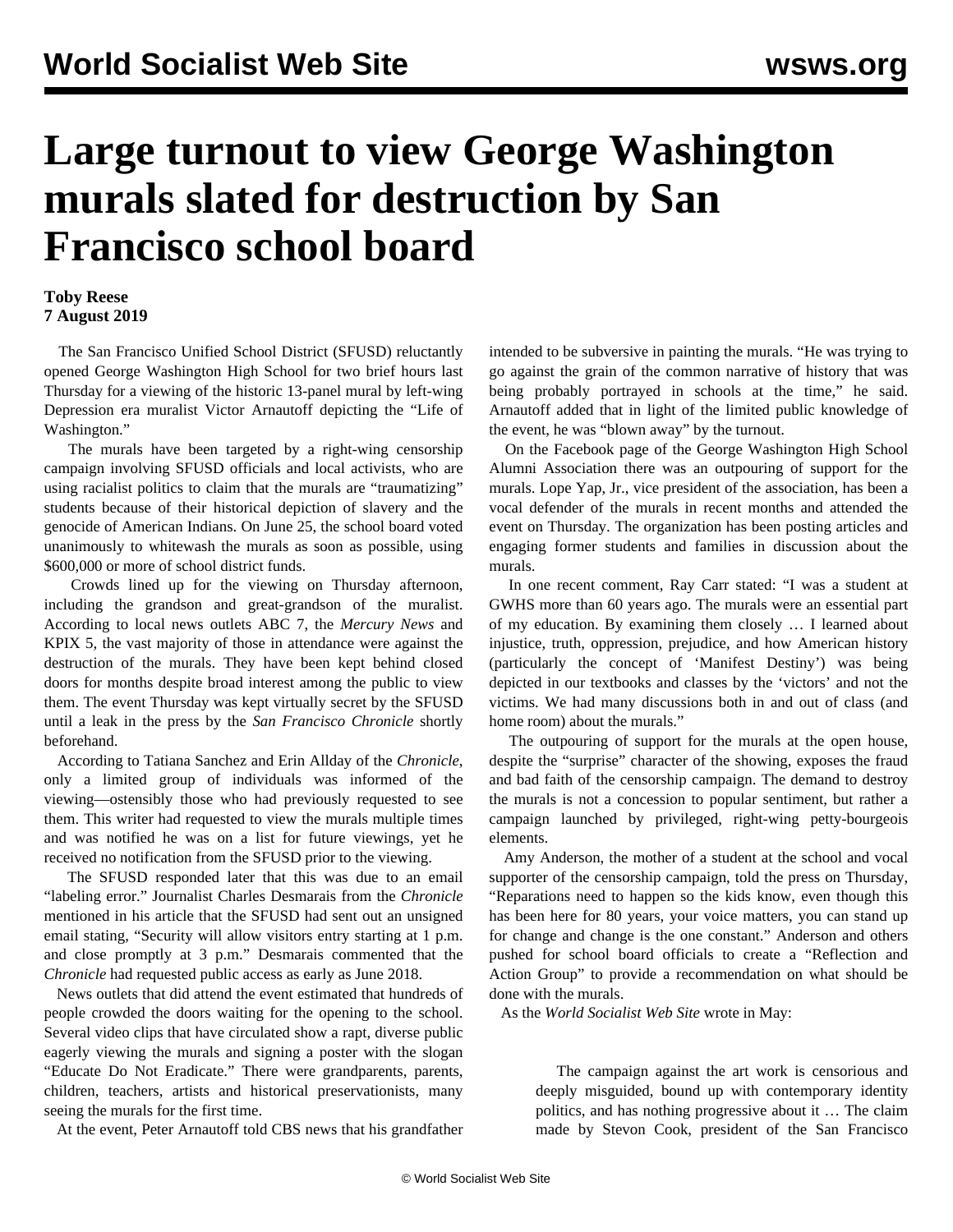# Large turnout to view George Washington murals slated for destruction by San Francisco school board

**Toby Reese**
**7 August 2019**

The San Francisco Unified School District (SFUSD) reluctantly opened George Washington High School for two brief hours last Thursday for a viewing of the historic 13-panel mural by left-wing Depression era muralist Victor Arnautoff depicting the "Life of Washington."

The murals have been targeted by a right-wing censorship campaign involving SFUSD officials and local activists, who are using racialist politics to claim that the murals are "traumatizing" students because of their historical depiction of slavery and the genocide of American Indians. On June 25, the school board voted unanimously to whitewash the murals as soon as possible, using $600,000 or more of school district funds.

Crowds lined up for the viewing on Thursday afternoon, including the grandson and great-grandson of the muralist. According to local news outlets ABC 7, the *Mercury News* and KPIX 5, the vast majority of those in attendance were against the destruction of the murals. They have been kept behind closed doors for months despite broad interest among the public to view them. The event Thursday was kept virtually secret by the SFUSD until a leak in the press by the *San Francisco Chronicle* shortly beforehand.

According to Tatiana Sanchez and Erin Allday of the *Chronicle*, only a limited group of individuals was informed of the viewing—ostensibly those who had previously requested to see them. This writer had requested to view the murals multiple times and was notified he was on a list for future viewings, yet he received no notification from the SFUSD prior to the viewing.

The SFUSD responded later that this was due to an email "labeling error." Journalist Charles Desmarais from the *Chronicle* mentioned in his article that the SFUSD had sent out an unsigned email stating, "Security will allow visitors entry starting at 1 p.m. and close promptly at 3 p.m." Desmarais commented that the *Chronicle* had requested public access as early as June 2018.

News outlets that did attend the event estimated that hundreds of people crowded the doors waiting for the opening to the school. Several video clips that have circulated show a rapt, diverse public eagerly viewing the murals and signing a poster with the slogan "Educate Do Not Eradicate." There were grandparents, parents, children, teachers, artists and historical preservationists, many seeing the murals for the first time.

At the event, Peter Arnautoff told CBS news that his grandfather intended to be subversive in painting the murals. "He was trying to go against the grain of the common narrative of history that was being probably portrayed in schools at the time," he said. Arnautoff added that in light of the limited public knowledge of the event, he was "blown away" by the turnout.

On the Facebook page of the George Washington High School Alumni Association there was an outpouring of support for the murals. Lope Yap, Jr., vice president of the association, has been a vocal defender of the murals in recent months and attended the event on Thursday. The organization has been posting articles and engaging former students and families in discussion about the murals.

In one recent comment, Ray Carr stated: "I was a student at GWHS more than 60 years ago. The murals were an essential part of my education. By examining them closely … I learned about injustice, truth, oppression, prejudice, and how American history (particularly the concept of 'Manifest Destiny') was being depicted in our textbooks and classes by the 'victors' and not the victims. We had many discussions both in and out of class (and home room) about the murals."

The outpouring of support for the murals at the open house, despite the "surprise" character of the showing, exposes the fraud and bad faith of the censorship campaign. The demand to destroy the murals is not a concession to popular sentiment, but rather a campaign launched by privileged, right-wing petty-bourgeois elements.

Amy Anderson, the mother of a student at the school and vocal supporter of the censorship campaign, told the press on Thursday, "Reparations need to happen so the kids know, even though this has been here for 80 years, your voice matters, you can stand up for change and change is the one constant." Anderson and others pushed for school board officials to create a "Reflection and Action Group" to provide a recommendation on what should be done with the murals.

As the *World Socialist Web Site* wrote in May:

> The campaign against the art work is censorious and deeply misguided, bound up with contemporary identity politics, and has nothing progressive about it … The claim made by Stevon Cook, president of the San Francisco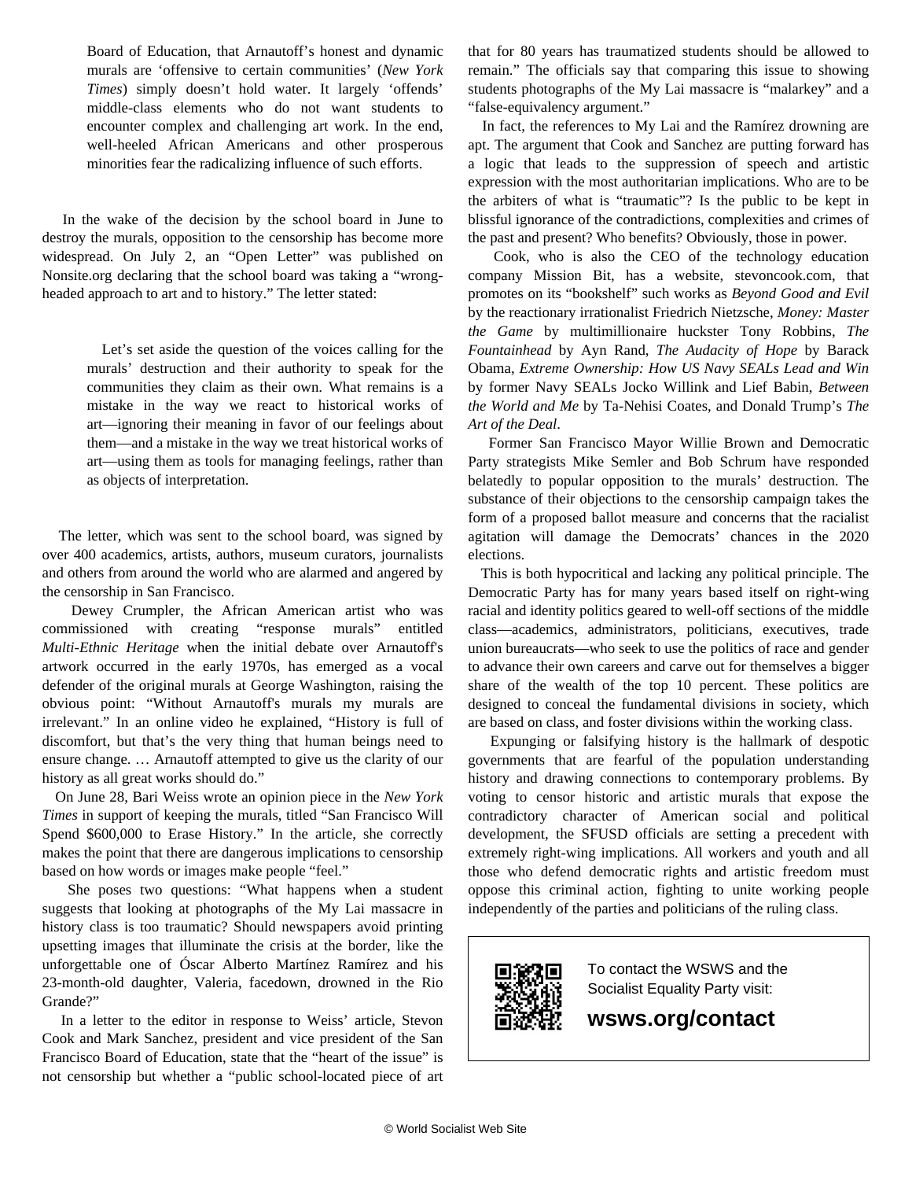> Board of Education, that Arnautoff's honest and dynamic murals are 'offensive to certain communities' (*New York Times*) simply doesn't hold water. It largely 'offends' middle-class elements who do not want students to encounter complex and challenging art work. In the end, well-heeled African Americans and other prosperous minorities fear the radicalizing influence of such efforts.

In the wake of the decision by the school board in June to destroy the murals, opposition to the censorship has become more widespread. On July 2, an "Open Letter" was published on Nonsite.org declaring that the school board was taking a "wrong-headed approach to art and to history." The letter stated:

> Let's set aside the question of the voices calling for the murals' destruction and their authority to speak for the communities they claim as their own. What remains is a mistake in the way we react to historical works of art—ignoring their meaning in favor of our feelings about them—and a mistake in the way we treat historical works of art—using them as tools for managing feelings, rather than as objects of interpretation.

The letter, which was sent to the school board, was signed by over 400 academics, artists, authors, museum curators, journalists and others from around the world who are alarmed and angered by the censorship in San Francisco.

Dewey Crumpler, the African American artist who was commissioned with creating "response murals" entitled *Multi-Ethnic Heritage* when the initial debate over Arnautoff's artwork occurred in the early 1970s, has emerged as a vocal defender of the original murals at George Washington, raising the obvious point: "Without Arnautoff's murals my murals are irrelevant." In an online video he explained, "History is full of discomfort, but that's the very thing that human beings need to ensure change. … Arnautoff attempted to give us the clarity of our history as all great works should do."

On June 28, Bari Weiss wrote an opinion piece in the *New York Times* in support of keeping the murals, titled "San Francisco Will Spend $600,000 to Erase History." In the article, she correctly makes the point that there are dangerous implications to censorship based on how words or images make people "feel."

She poses two questions: "What happens when a student suggests that looking at photographs of the My Lai massacre in history class is too traumatic? Should newspapers avoid printing upsetting images that illuminate the crisis at the border, like the unforgettable one of Óscar Alberto Martínez Ramírez and his 23-month-old daughter, Valeria, facedown, drowned in the Rio Grande?"

In a letter to the editor in response to Weiss' article, Stevon Cook and Mark Sanchez, president and vice president of the San Francisco Board of Education, state that the "heart of the issue" is not censorship but whether a "public school-located piece of art that for 80 years has traumatized students should be allowed to remain." The officials say that comparing this issue to showing students photographs of the My Lai massacre is "malarkey" and a "false-equivalency argument."

In fact, the references to My Lai and the Ramírez drowning are apt. The argument that Cook and Sanchez are putting forward has a logic that leads to the suppression of speech and artistic expression with the most authoritarian implications. Who are to be the arbiters of what is "traumatic"? Is the public to be kept in blissful ignorance of the contradictions, complexities and crimes of the past and present? Who benefits? Obviously, those in power.

Cook, who is also the CEO of the technology education company Mission Bit, has a website, stevoncook.com, that promotes on its "bookshelf" such works as *Beyond Good and Evil* by the reactionary irrationalist Friedrich Nietzsche, *Money: Master the Game* by multimillionaire huckster Tony Robbins, *The Fountainhead* by Ayn Rand, *The Audacity of Hope* by Barack Obama, *Extreme Ownership: How US Navy SEALs Lead and Win* by former Navy SEALs Jocko Willink and Lief Babin, *Between the World and Me* by Ta-Nehisi Coates, and Donald Trump's *The Art of the Deal*.

Former San Francisco Mayor Willie Brown and Democratic Party strategists Mike Semler and Bob Schrum have responded belatedly to popular opposition to the murals' destruction. The substance of their objections to the censorship campaign takes the form of a proposed ballot measure and concerns that the racialist agitation will damage the Democrats' chances in the 2020 elections.

This is both hypocritical and lacking any political principle. The Democratic Party has for many years based itself on right-wing racial and identity politics geared to well-off sections of the middle class—academics, administrators, politicians, executives, trade union bureaucrats—who seek to use the politics of race and gender to advance their own careers and carve out for themselves a bigger share of the wealth of the top 10 percent. These politics are designed to conceal the fundamental divisions in society, which are based on class, and foster divisions within the working class.

Expunging or falsifying history is the hallmark of despotic governments that are fearful of the population understanding history and drawing connections to contemporary problems. By voting to censor historic and artistic murals that expose the contradictory character of American social and political development, the SFUSD officials are setting a precedent with extremely right-wing implications. All workers and youth and all those who defend democratic rights and artistic freedom must oppose this criminal action, fighting to unite working people independently of the parties and politicians of the ruling class.

To contact the WSWS and the Socialist Equality Party visit:

**wsws.org/contact**